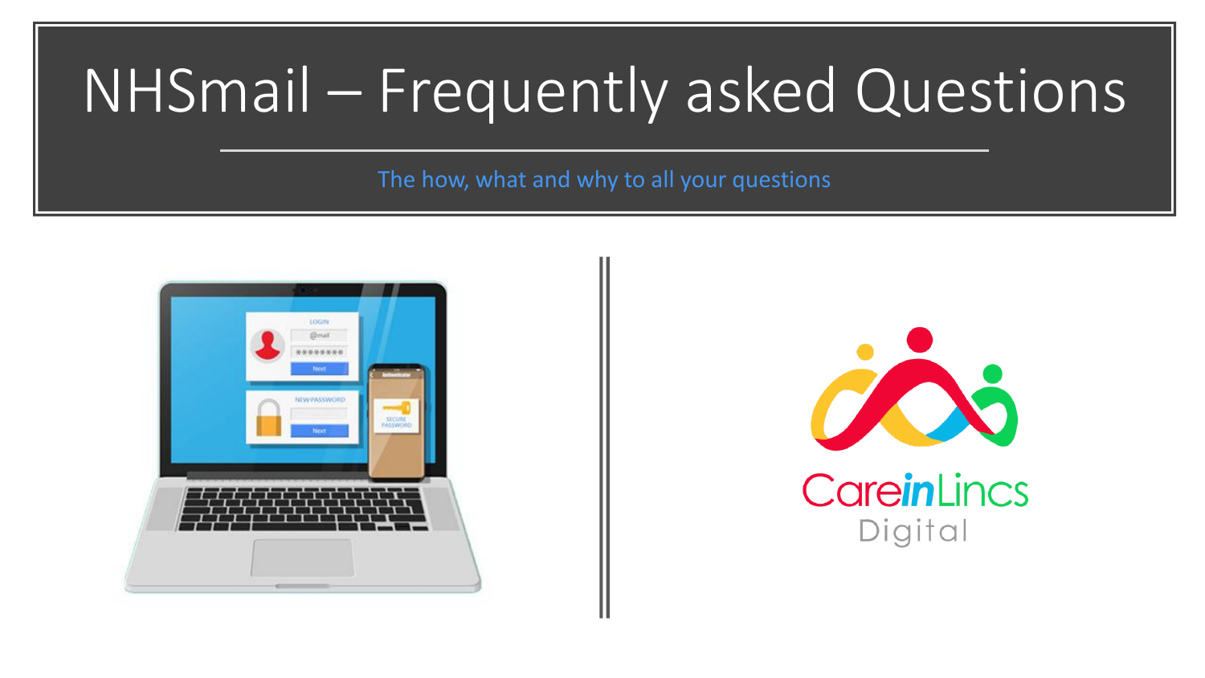# NHSmail – Frequently asked Questions

The how, what and why to all your questions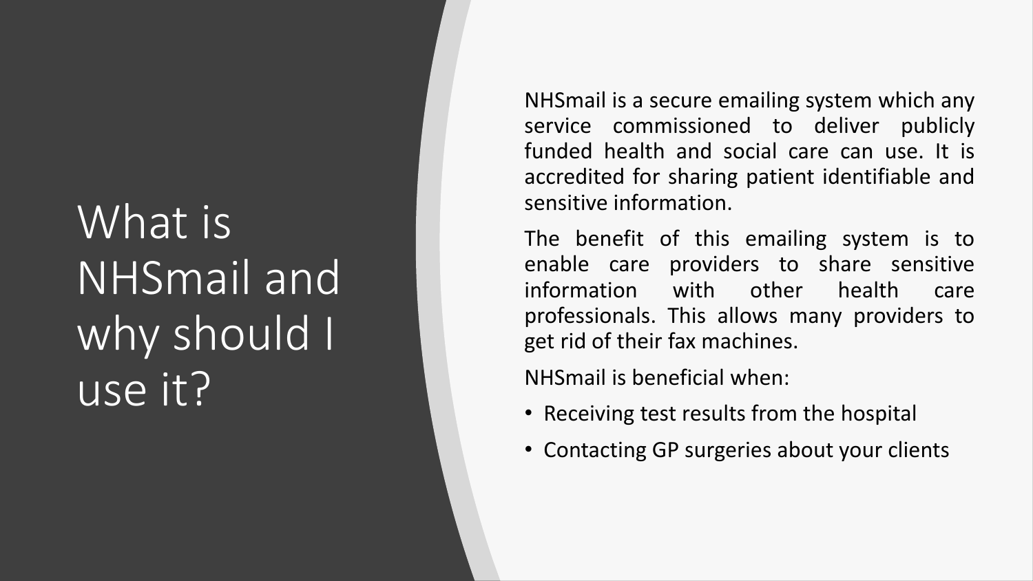# What is NHSmail and why should I use it?

NHSmail is a secure emailing system which any service commissioned to deliver publicly funded health and social care can use. It is accredited for sharing patient identifiable and sensitive information.

The benefit of this emailing system is to enable care providers to share sensitive information with other health care professionals. This allows many providers to get rid of their fax machines.

NHSmail is beneficial when:

- Receiving test results from the hospital
- Contacting GP surgeries about your clients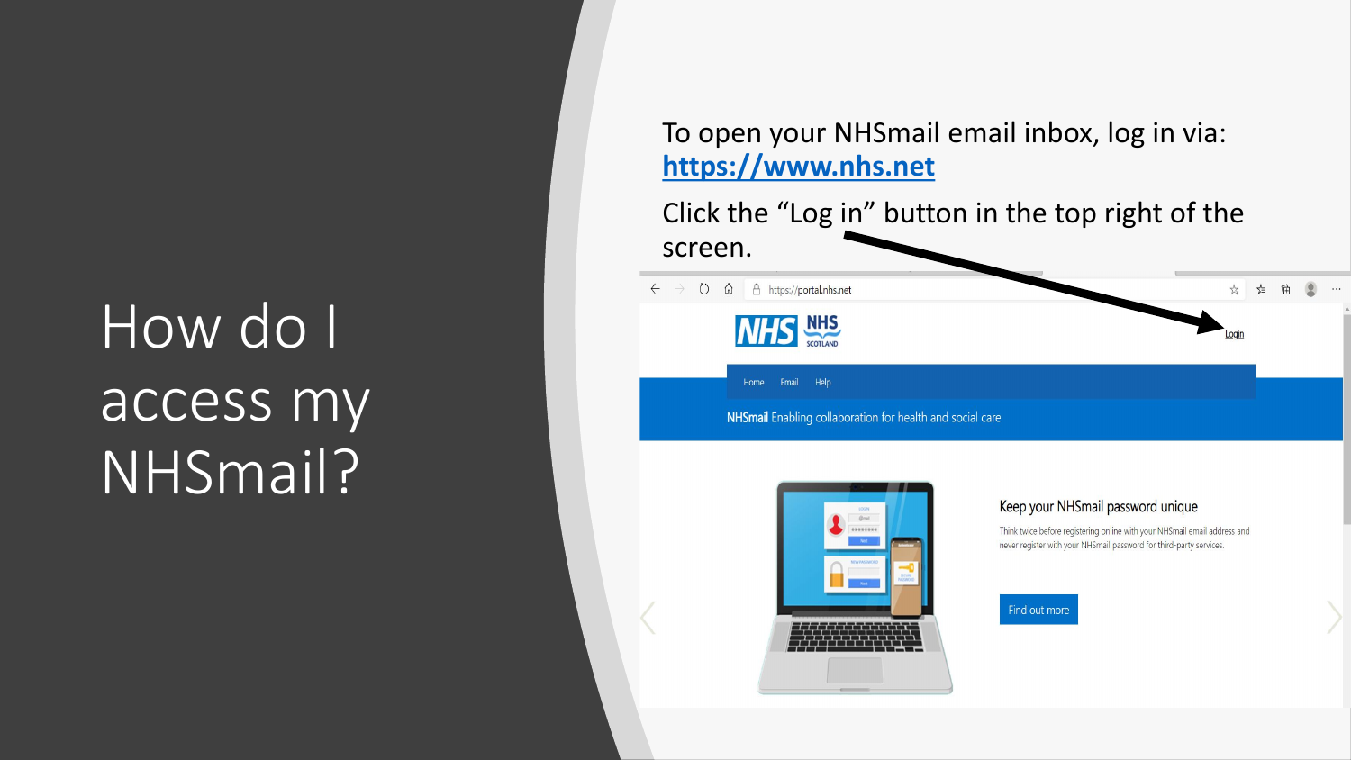# How do I access my NHSmail?

To open your NHSmail email inbox, log in via: **https://www.nhs.net**

Click the "Log in" button in the top right of the screen.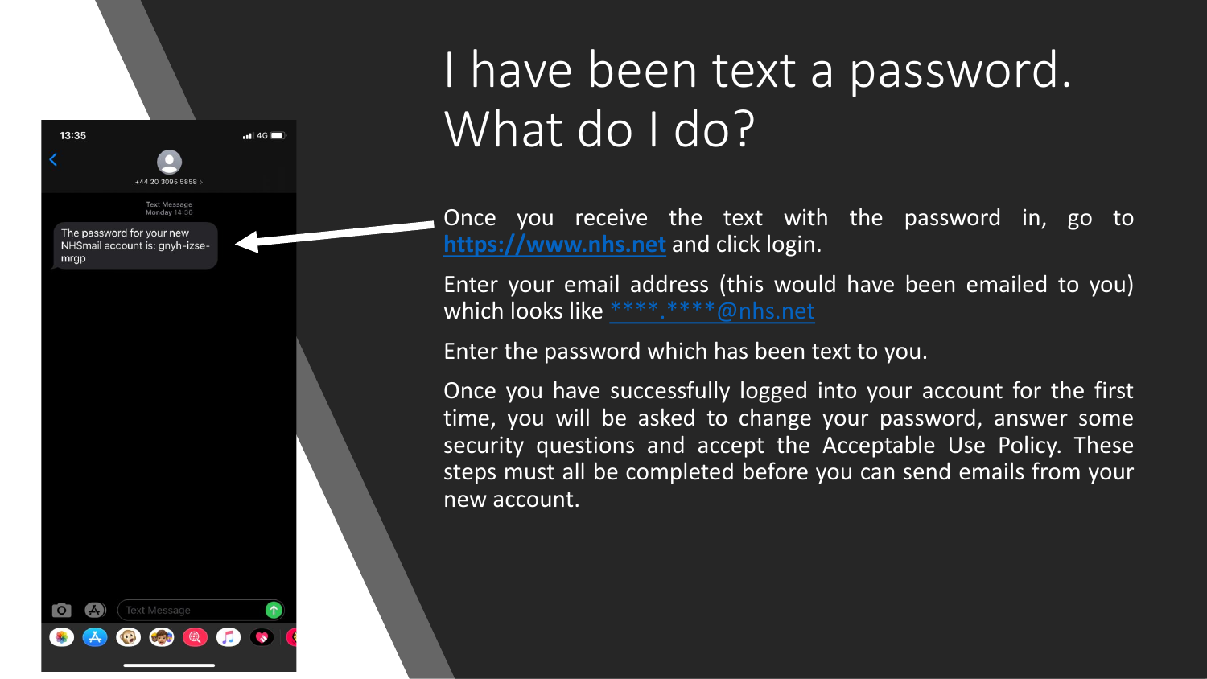# I have been text a password. What do I do?

Once you receive the text with the password in, go to https://www.nhs.net and click login.

Enter your email address (this would have been emailed to you) which looks like ****.****@nhs.net

Enter the password which has been text to you.

Once you have successfully logged into your account for the first time, you will be asked to change your password, answer some security questions and accept the Acceptable Use Policy. These steps must all be completed before you can send emails from your new account.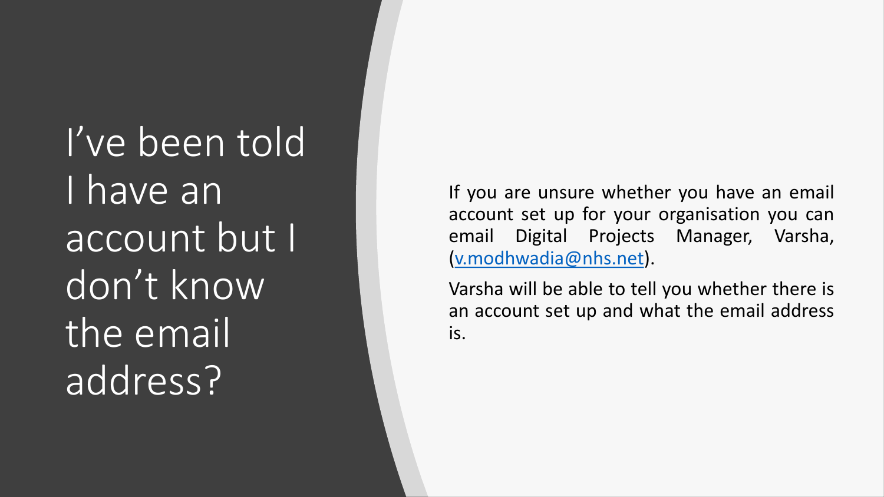# I've been told I have an account but I don't know the email address?

If you are unsure whether you have an email account set up for your organisation you can email Digital Projects Manager, Varsha, ([v.modhwadia@nhs.net](mailto:v.modhwadia@nhs.net)).

Varsha will be able to tell you whether there is an account set up and what the email address is.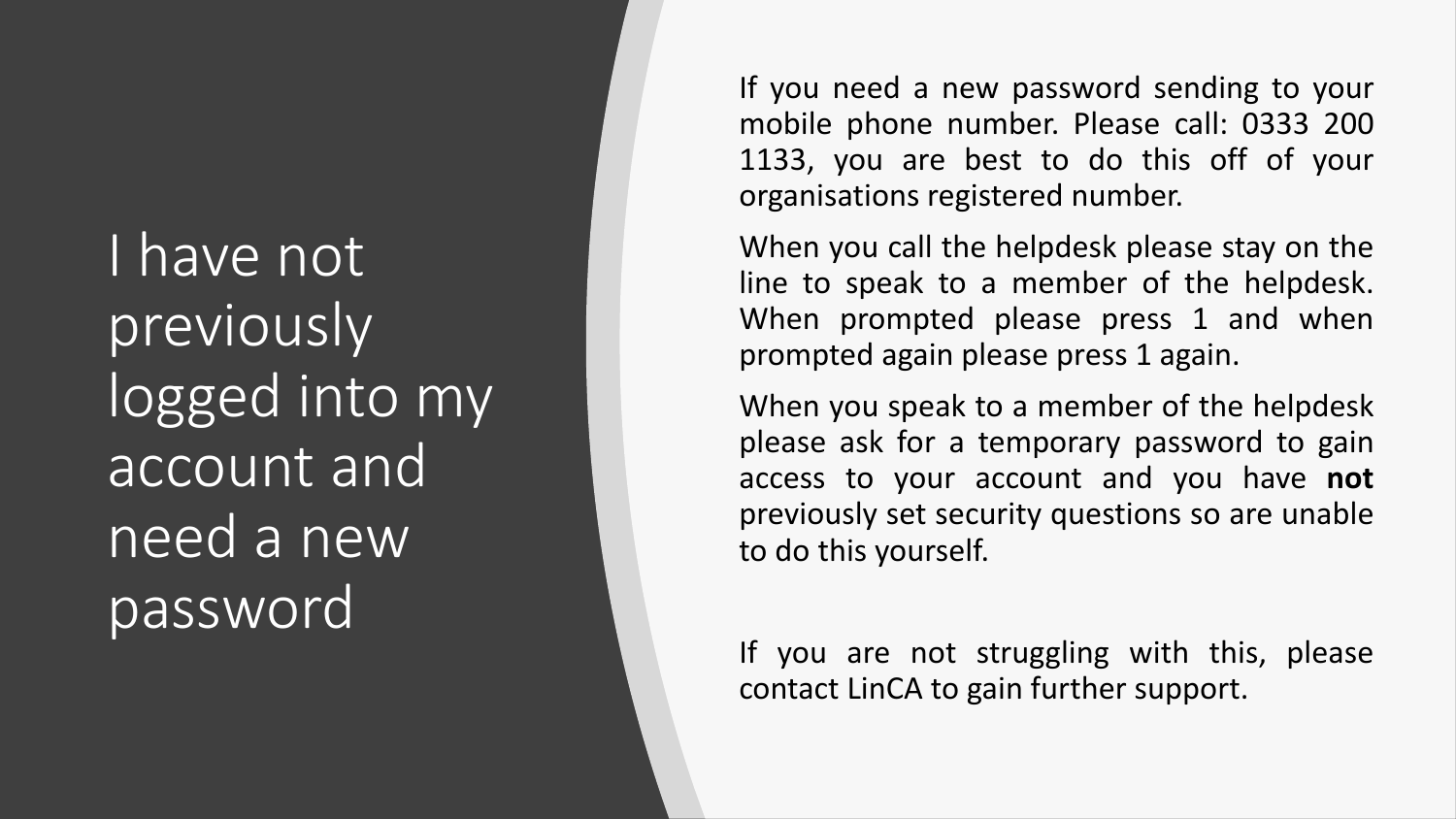# I have not previously logged into my account and need a new password

If you need a new password sending to your mobile phone number. Please call: 0333 200 1133, you are best to do this off of your organisations registered number.

When you call the helpdesk please stay on the line to speak to a member of the helpdesk. When prompted please press 1 and when prompted again please press 1 again.

When you speak to a member of the helpdesk please ask for a temporary password to gain access to your account and you have **not** previously set security questions so are unable to do this yourself.

If you are not struggling with this, please contact LinCA to gain further support.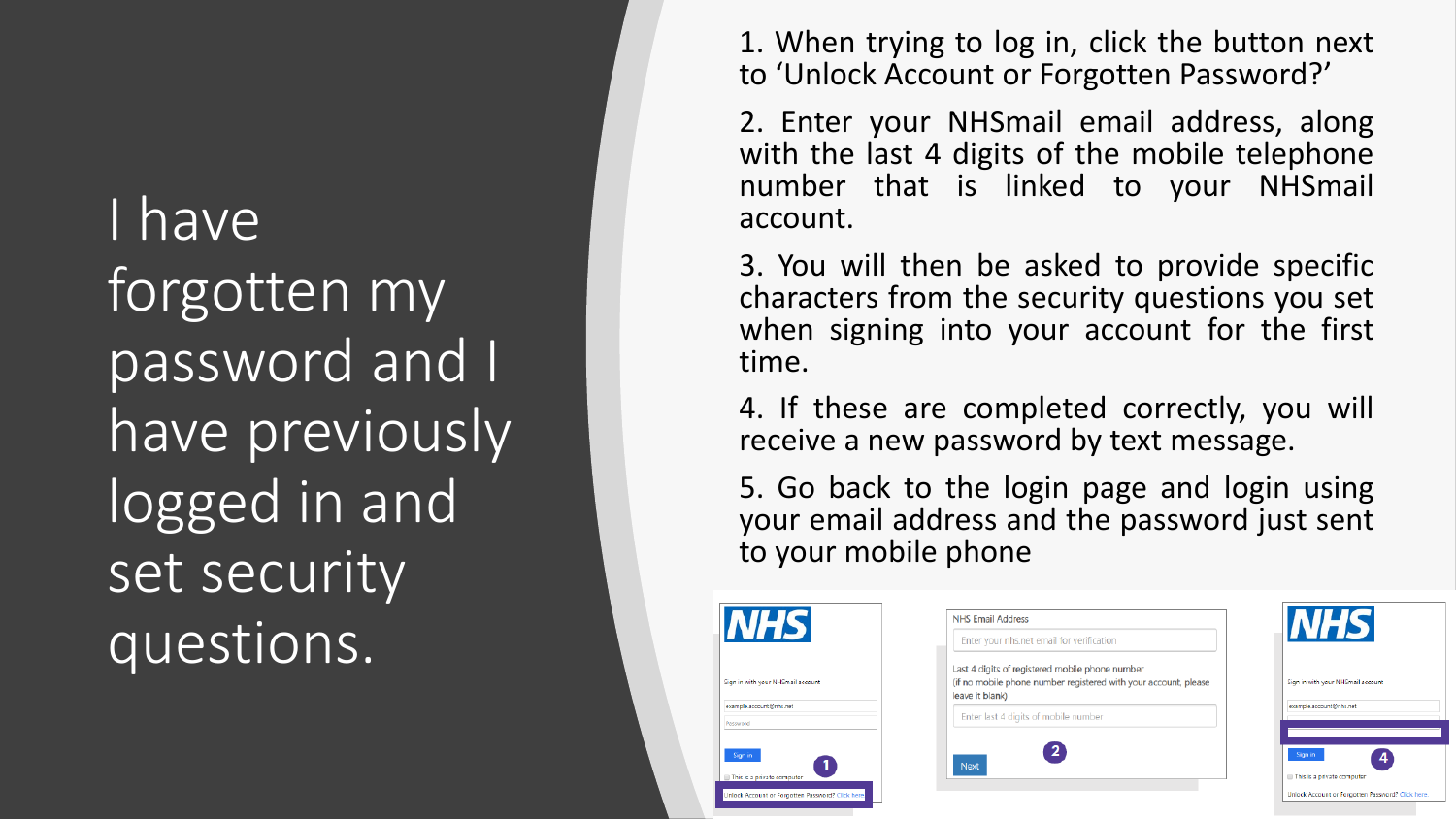# I have forgotten my password and I have previously logged in and set security questions.

1. When trying to log in, click the button next to 'Unlock Account or Forgotten Password?'

2. Enter your NHSmail email address, along with the last 4 digits of the mobile telephone number that is linked to your NHSmail account.

3. You will then be asked to provide specific characters from the security questions you set when signing into your account for the first time.

4. If these are completed correctly, you will receive a new password by text message.

5. Go back to the login page and login using your email address and the password just sent to your mobile phone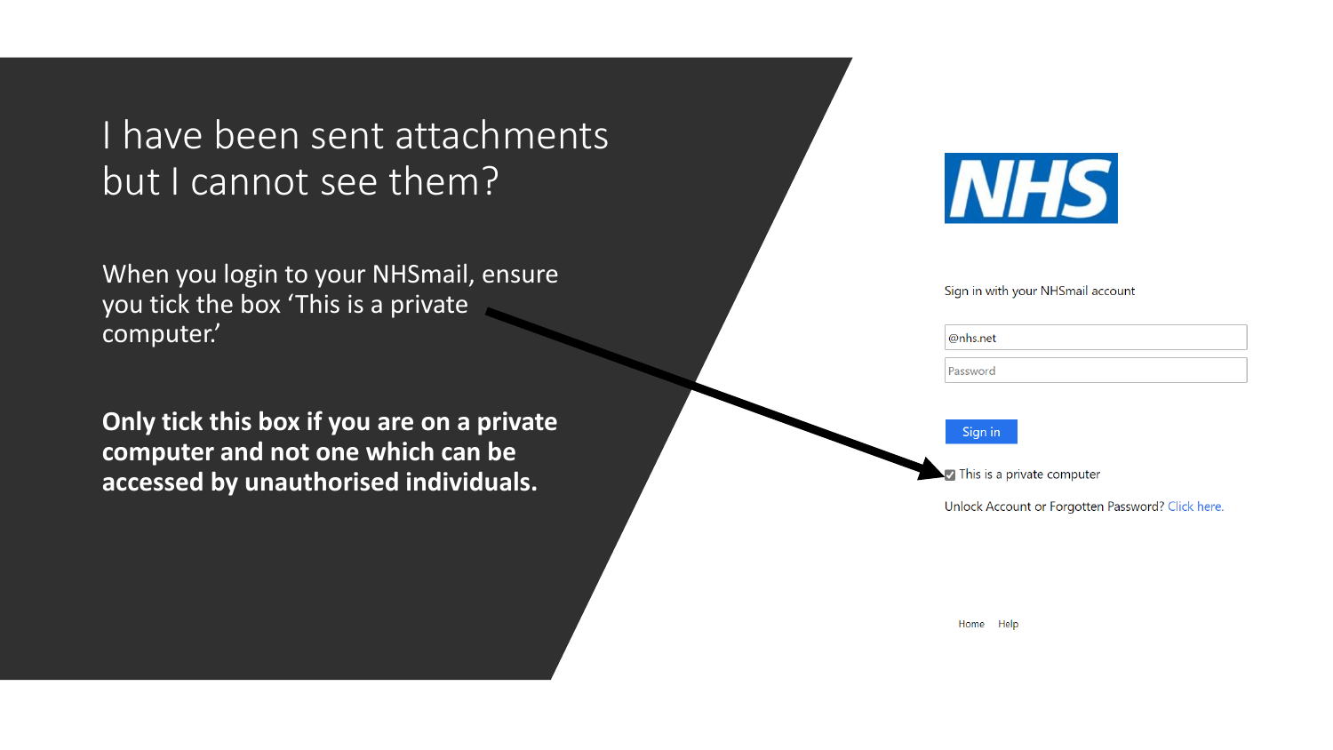# I have been sent attachments but I cannot see them?

When you login to your NHSmail, ensure you tick the box 'This is a private computer.'

**Only tick this box if you are on a private computer and not one which can be accessed by unauthorised individuals.**

NHS

Sign in with your NHSmail account

@nhs.net

Password

Sign in

This is a private computer

Unlock Account or Forgotten Password? Click here.

Home Help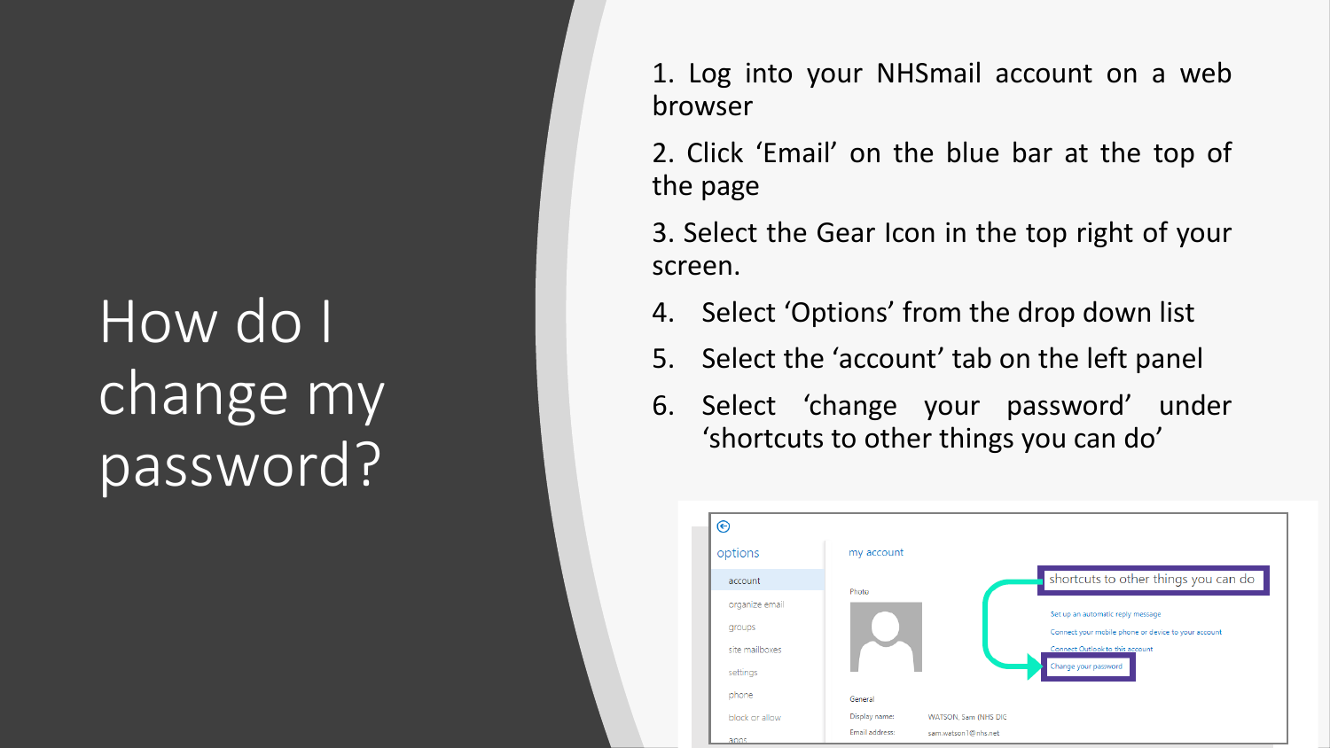# How do I change my password?

1. Log into your NHSmail account on a web browser
2. Click 'Email' on the blue bar at the top of the page
3. Select the Gear Icon in the top right of your screen.
4. Select 'Options' from the drop down list
5. Select the 'account' tab on the left panel
6. Select 'change your password' under 'shortcuts to other things you can do'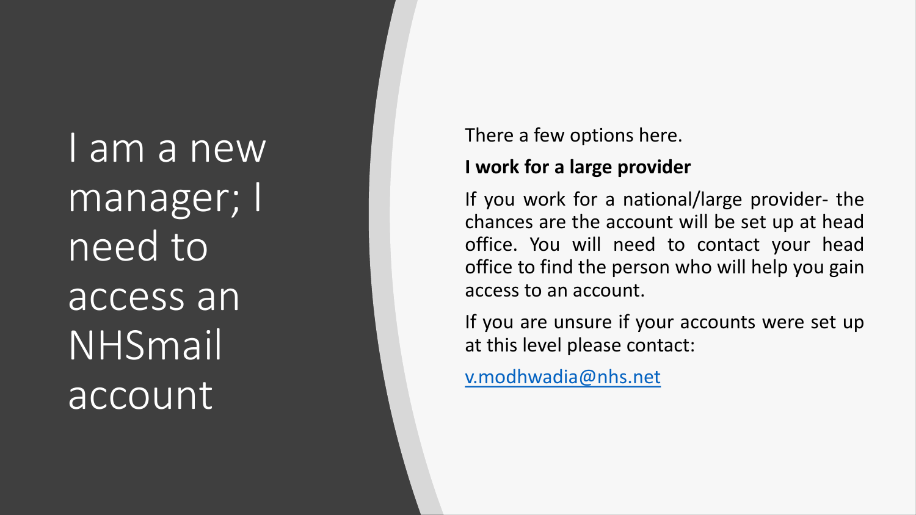# I am a new manager; I need to access an NHSmail account

There a few options here.

**I work for a large provider**

If you work for a national/large provider- the chances are the account will be set up at head office. You will need to contact your head office to find the person who will help you gain access to an account.

If you are unsure if your accounts were set up at this level please contact:

v.modhwadia@nhs.net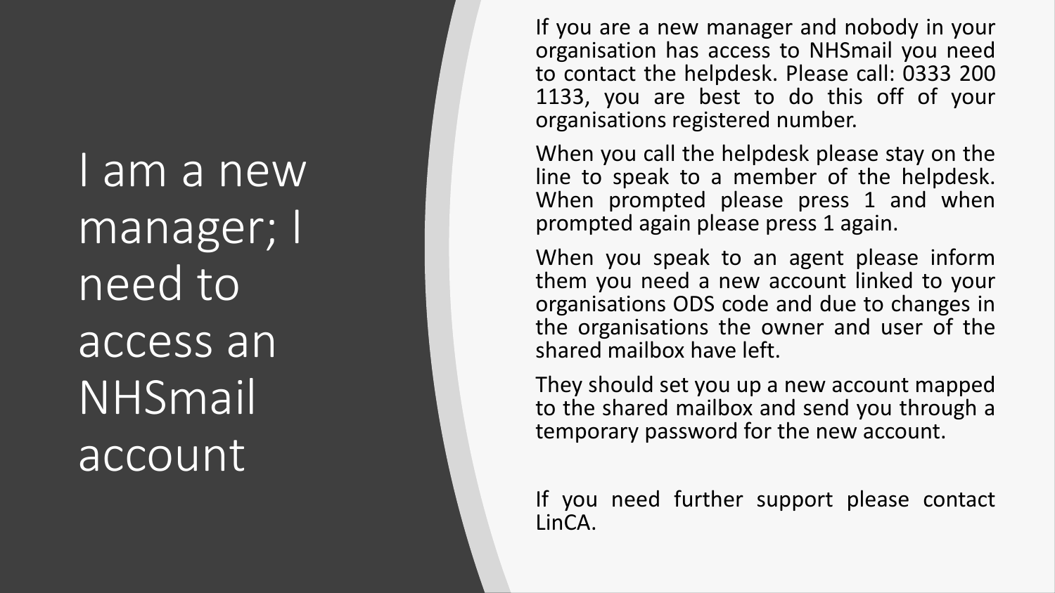# I am a new manager; I need to access an NHSmail account

If you are a new manager and nobody in your organisation has access to NHSmail you need to contact the helpdesk. Please call: 0333 200 1133, you are best to do this off of your organisations registered number.

When you call the helpdesk please stay on the line to speak to a member of the helpdesk. When prompted please press 1 and when prompted again please press 1 again.

When you speak to an agent please inform them you need a new account linked to your organisations ODS code and due to changes in the organisations the owner and user of the shared mailbox have left.

They should set you up a new account mapped to the shared mailbox and send you through a temporary password for the new account.

If you need further support please contact LinCA.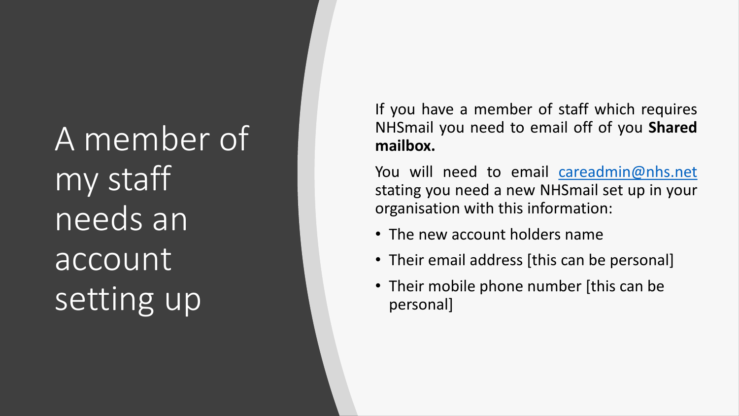# A member of my staff needs an account setting up

If you have a member of staff which requires NHSmail you need to email off of you **Shared mailbox.**

You will need to email careadmin@nhs.net stating you need a new NHSmail set up in your organisation with this information:

- The new account holders name
- Their email address [this can be personal]
- Their mobile phone number [this can be personal]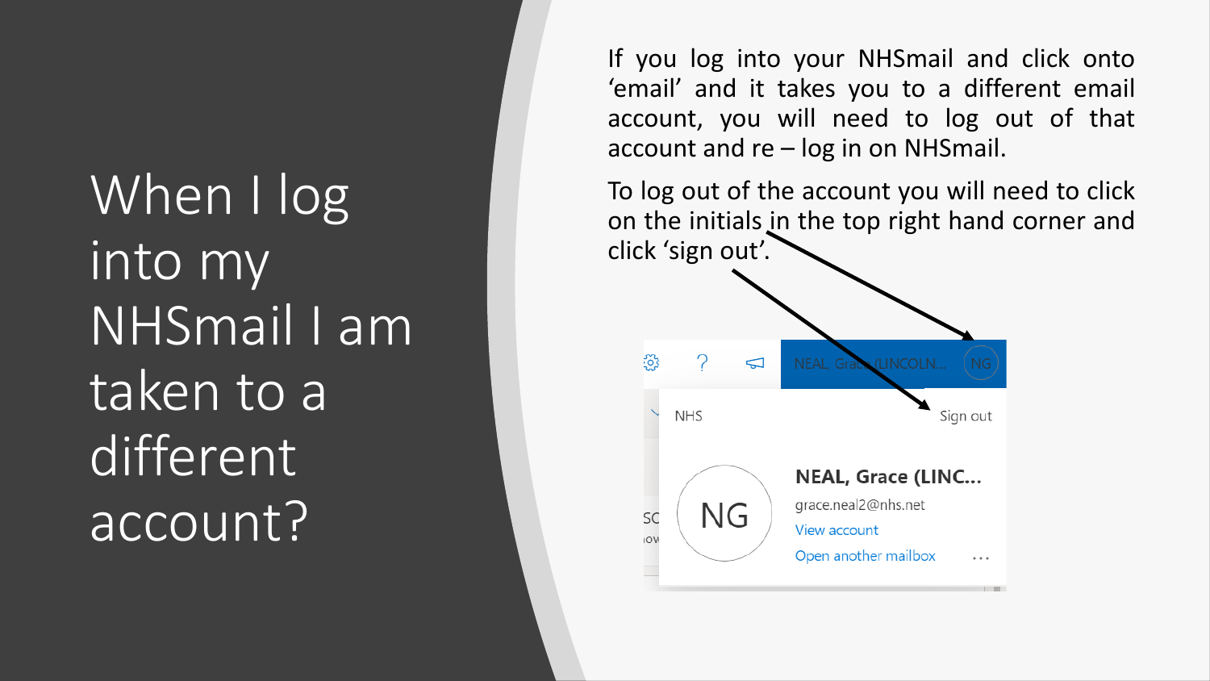# When I log into my NHSmail I am taken to a different account?

If you log into your NHSmail and click onto 'email' and it takes you to a different email account, you will need to log out of that account and re – log in on NHSmail.

To log out of the account you will need to click on the initials in the top right hand corner and click 'sign out'.